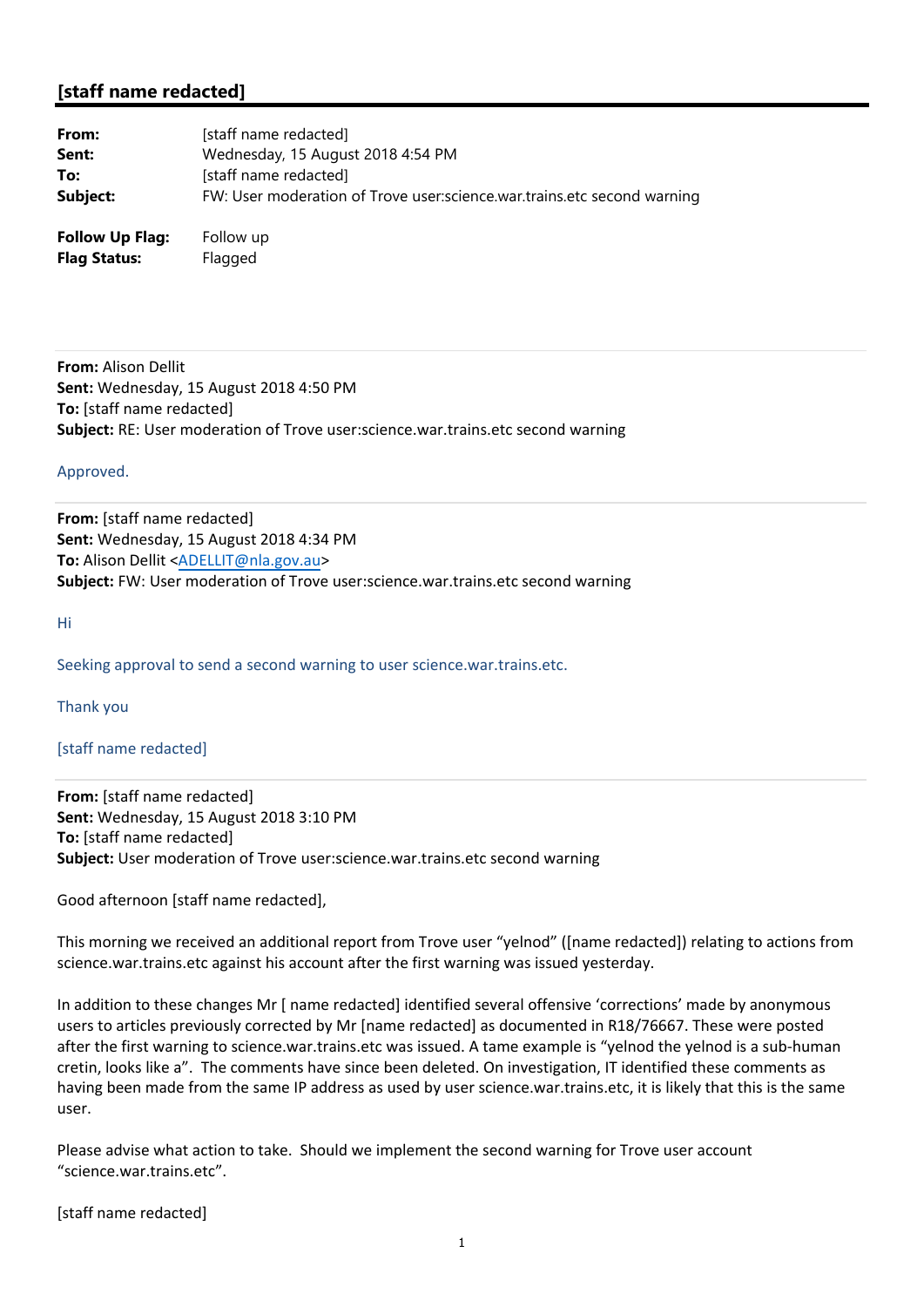## [staff name redacted]

**From:** [staff name redacted]
**Sent:** Wednesday, 15 August 2018 4:54 PM
**To:** [staff name redacted]
**Subject:** FW: User moderation of Trove user:science.war.trains.etc second warning

**Follow Up Flag:** Follow up
**Flag Status:** Flagged

---

**From:** Alison Dellit
**Sent:** Wednesday, 15 August 2018 4:50 PM
**To:** [staff name redacted]
**Subject:** RE: User moderation of Trove user:science.war.trains.etc second warning

Approved.

---

**From:** [staff name redacted]
**Sent:** Wednesday, 15 August 2018 4:34 PM
**To:** Alison Dellit <ADELLIT@nla.gov.au>
**Subject:** FW: User moderation of Trove user:science.war.trains.etc second warning

Hi

Seeking approval to send a second warning to user science.war.trains.etc.

Thank you

[staff name redacted]

---

**From:** [staff name redacted]
**Sent:** Wednesday, 15 August 2018 3:10 PM
**To:** [staff name redacted]
**Subject:** User moderation of Trove user:science.war.trains.etc second warning

Good afternoon [staff name redacted],

This morning we received an additional report from Trove user "yelnod" ([name redacted]) relating to actions from science.war.trains.etc against his account after the first warning was issued yesterday.

In addition to these changes Mr [ name redacted] identified several offensive 'corrections' made by anonymous users to articles previously corrected by Mr [name redacted] as documented in R18/76667. These were posted after the first warning to science.war.trains.etc was issued. A tame example is "yelnod the yelnod is a sub-human cretin, looks like a". The comments have since been deleted. On investigation, IT identified these comments as having been made from the same IP address as used by user science.war.trains.etc, it is likely that this is the same user.

Please advise what action to take. Should we implement the second warning for Trove user account "science.war.trains.etc".

[staff name redacted]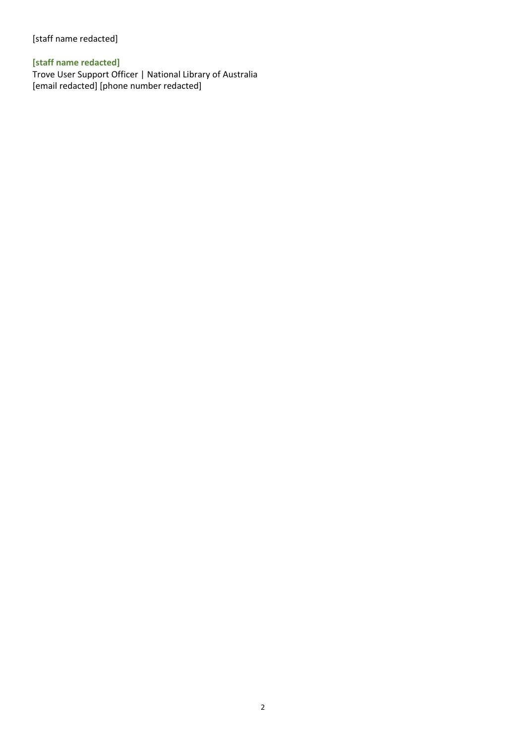[staff name redacted]

**[staff name redacted]**
Trove User Support Officer | National Library of Australia
[email redacted] [phone number redacted]